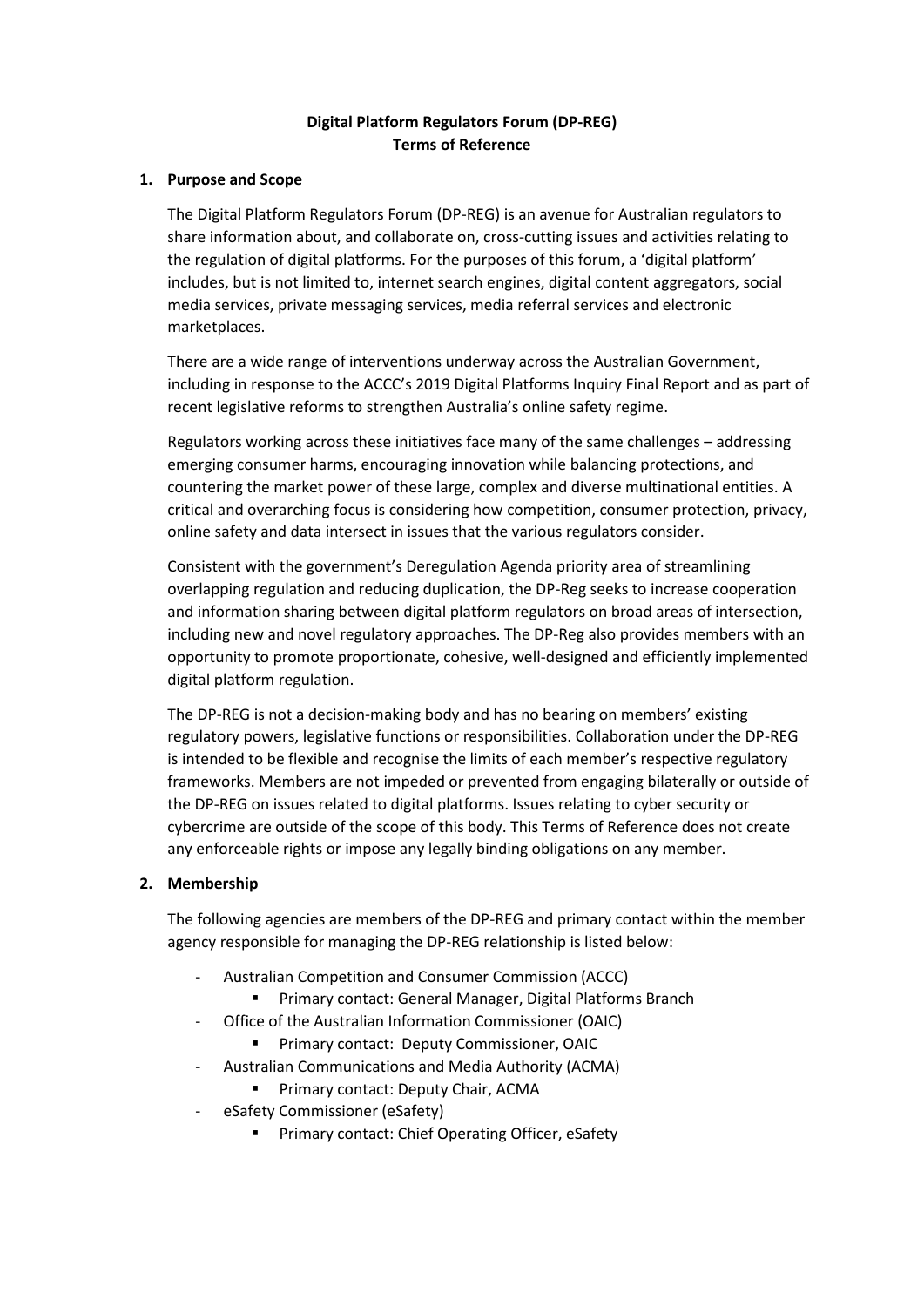# Digital Platform Regulators Forum (DP-REG)
# Terms of Reference

## 1. Purpose and Scope

The Digital Platform Regulators Forum (DP-REG) is an avenue for Australian regulators to share information about, and collaborate on, cross-cutting issues and activities relating to the regulation of digital platforms. For the purposes of this forum, a 'digital platform' includes, but is not limited to, internet search engines, digital content aggregators, social media services, private messaging services, media referral services and electronic marketplaces.

There are a wide range of interventions underway across the Australian Government, including in response to the ACCC's 2019 Digital Platforms Inquiry Final Report and as part of recent legislative reforms to strengthen Australia's online safety regime.

Regulators working across these initiatives face many of the same challenges – addressing emerging consumer harms, encouraging innovation while balancing protections, and countering the market power of these large, complex and diverse multinational entities. A critical and overarching focus is considering how competition, consumer protection, privacy, online safety and data intersect in issues that the various regulators consider.

Consistent with the government's Deregulation Agenda priority area of streamlining overlapping regulation and reducing duplication, the DP-Reg seeks to increase cooperation and information sharing between digital platform regulators on broad areas of intersection, including new and novel regulatory approaches. The DP-Reg also provides members with an opportunity to promote proportionate, cohesive, well-designed and efficiently implemented digital platform regulation.

The DP-REG is not a decision-making body and has no bearing on members' existing regulatory powers, legislative functions or responsibilities. Collaboration under the DP-REG is intended to be flexible and recognise the limits of each member's respective regulatory frameworks. Members are not impeded or prevented from engaging bilaterally or outside of the DP-REG on issues related to digital platforms. Issues relating to cyber security or cybercrime are outside of the scope of this body. This Terms of Reference does not create any enforceable rights or impose any legally binding obligations on any member.

## 2. Membership

The following agencies are members of the DP-REG and primary contact within the member agency responsible for managing the DP-REG relationship is listed below:

- Australian Competition and Consumer Commission (ACCC)
  - Primary contact: General Manager, Digital Platforms Branch
- Office of the Australian Information Commissioner (OAIC)
  - Primary contact: Deputy Commissioner, OAIC
- Australian Communications and Media Authority (ACMA)
  - Primary contact: Deputy Chair, ACMA
- eSafety Commissioner (eSafety)
  - Primary contact: Chief Operating Officer, eSafety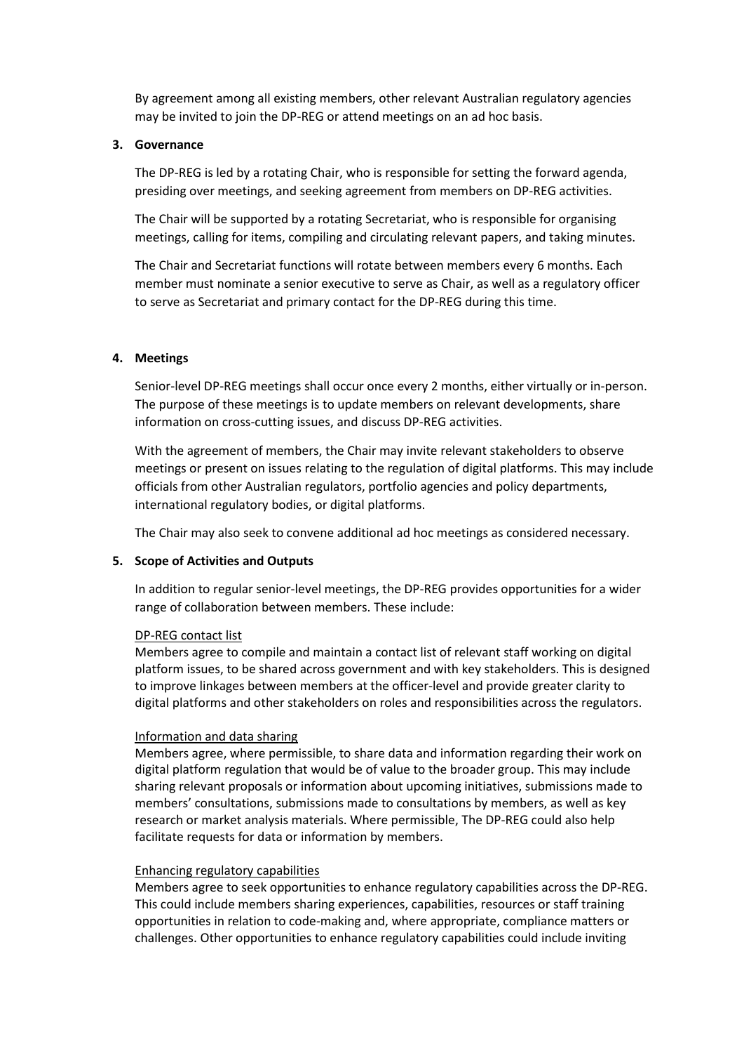By agreement among all existing members, other relevant Australian regulatory agencies may be invited to join the DP-REG or attend meetings on an ad hoc basis.

**3. Governance**

The DP-REG is led by a rotating Chair, who is responsible for setting the forward agenda, presiding over meetings, and seeking agreement from members on DP-REG activities.

The Chair will be supported by a rotating Secretariat, who is responsible for organising meetings, calling for items, compiling and circulating relevant papers, and taking minutes.

The Chair and Secretariat functions will rotate between members every 6 months. Each member must nominate a senior executive to serve as Chair, as well as a regulatory officer to serve as Secretariat and primary contact for the DP-REG during this time.

**4. Meetings**

Senior-level DP-REG meetings shall occur once every 2 months, either virtually or in-person. The purpose of these meetings is to update members on relevant developments, share information on cross-cutting issues, and discuss DP-REG activities.

With the agreement of members, the Chair may invite relevant stakeholders to observe meetings or present on issues relating to the regulation of digital platforms. This may include officials from other Australian regulators, portfolio agencies and policy departments, international regulatory bodies, or digital platforms.

The Chair may also seek to convene additional ad hoc meetings as considered necessary.

**5. Scope of Activities and Outputs**

In addition to regular senior-level meetings, the DP-REG provides opportunities for a wider range of collaboration between members. These include:

<u>DP-REG contact list</u>
Members agree to compile and maintain a contact list of relevant staff working on digital platform issues, to be shared across government and with key stakeholders. This is designed to improve linkages between members at the officer-level and provide greater clarity to digital platforms and other stakeholders on roles and responsibilities across the regulators.

<u>Information and data sharing</u>
Members agree, where permissible, to share data and information regarding their work on digital platform regulation that would be of value to the broader group. This may include sharing relevant proposals or information about upcoming initiatives, submissions made to members' consultations, submissions made to consultations by members, as well as key research or market analysis materials. Where permissible, The DP-REG could also help facilitate requests for data or information by members.

<u>Enhancing regulatory capabilities</u>
Members agree to seek opportunities to enhance regulatory capabilities across the DP-REG. This could include members sharing experiences, capabilities, resources or staff training opportunities in relation to code-making and, where appropriate, compliance matters or challenges. Other opportunities to enhance regulatory capabilities could include inviting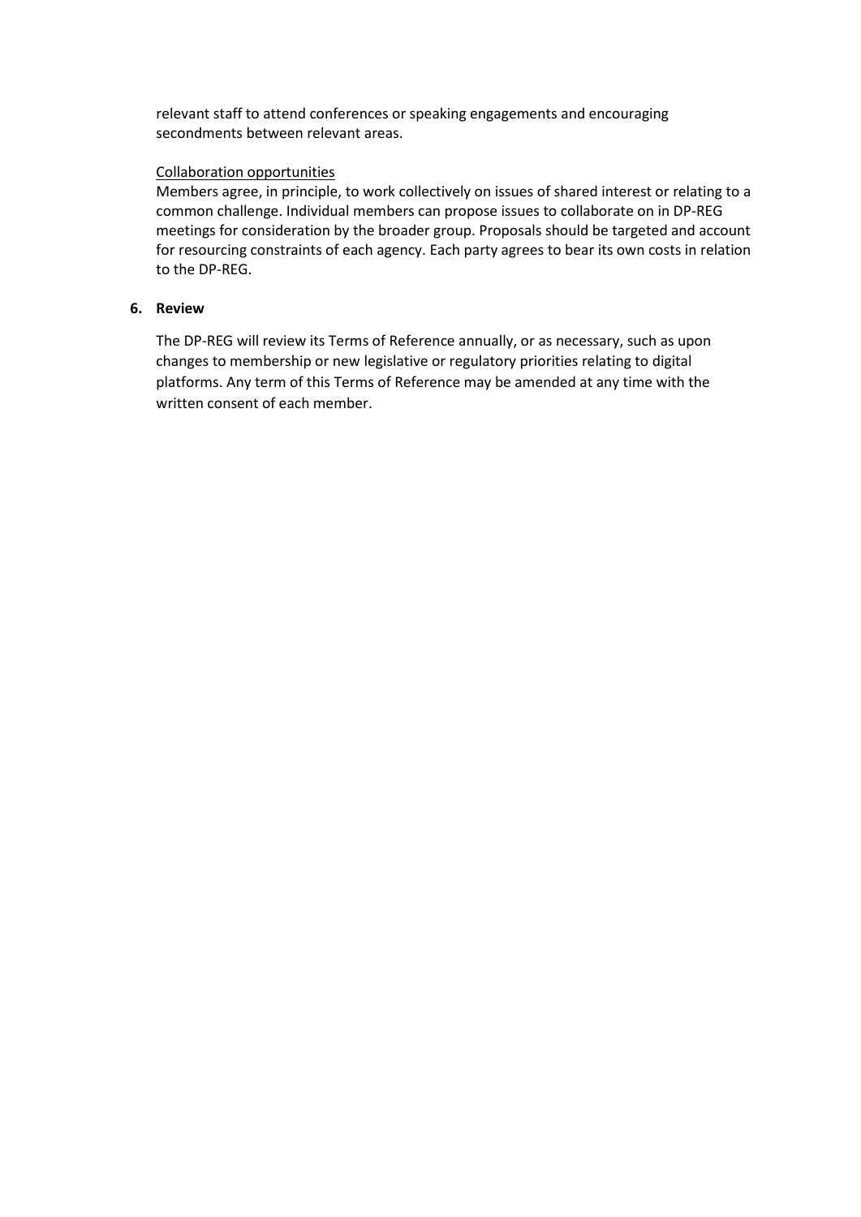relevant staff to attend conferences or speaking engagements and encouraging secondments between relevant areas.

Collaboration opportunities

Members agree, in principle, to work collectively on issues of shared interest or relating to a common challenge. Individual members can propose issues to collaborate on in DP-REG meetings for consideration by the broader group. Proposals should be targeted and account for resourcing constraints of each agency. Each party agrees to bear its own costs in relation to the DP-REG.

## 6. Review

The DP-REG will review its Terms of Reference annually, or as necessary, such as upon changes to membership or new legislative or regulatory priorities relating to digital platforms. Any term of this Terms of Reference may be amended at any time with the written consent of each member.